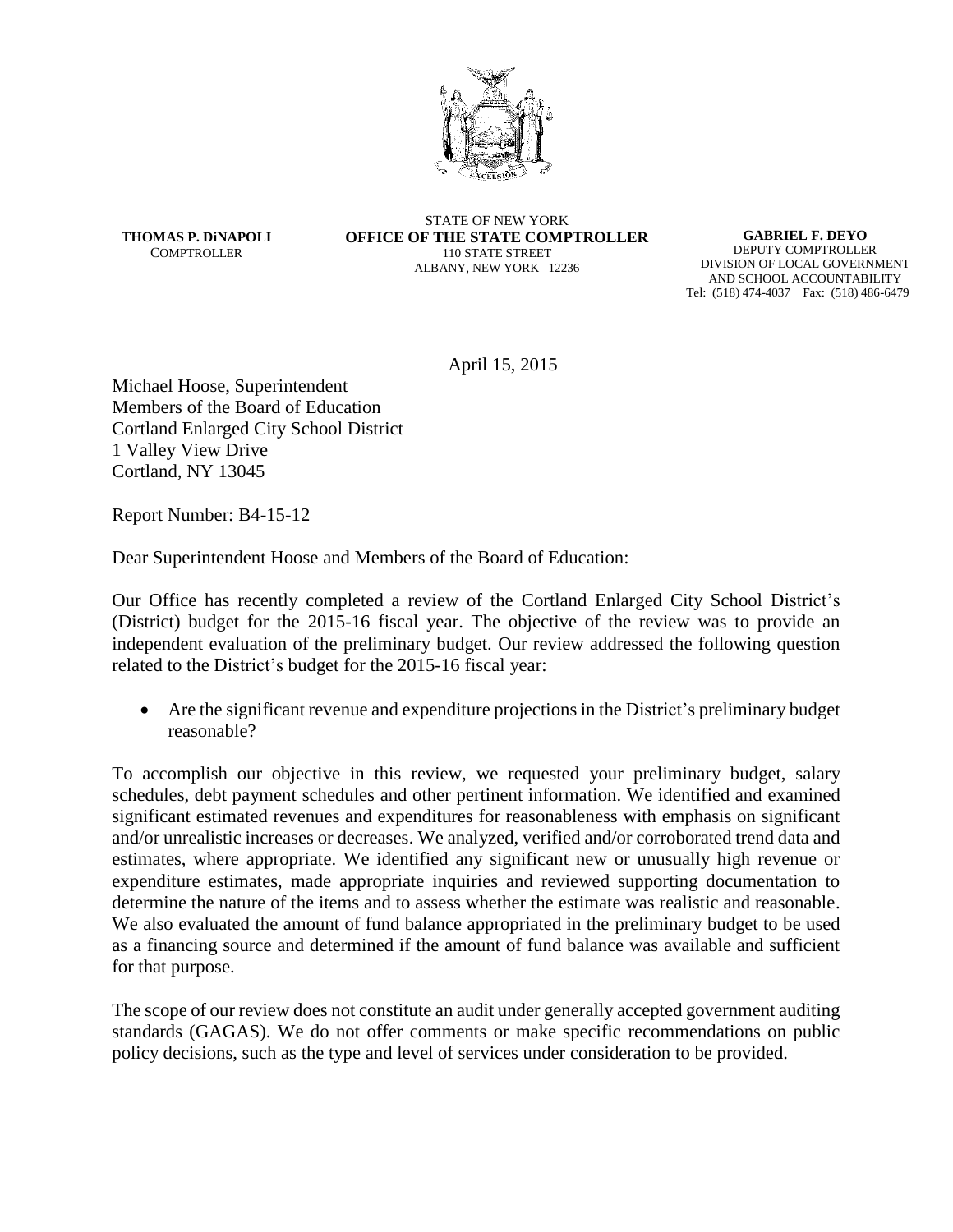**THOMAS P. DiNAPOLI**
COMPTROLLER

STATE OF NEW YORK
**OFFICE OF THE STATE COMPTROLLER**
110 STATE STREET
ALBANY, NEW YORK 12236

**GABRIEL F. DEYO**
DEPUTY COMPTROLLER
DIVISION OF LOCAL GOVERNMENT
AND SCHOOL ACCOUNTABILITY
Tel: (518) 474-4037 Fax: (518) 486-6479

April 15, 2015

Michael Hoose, Superintendent
Members of the Board of Education
Cortland Enlarged City School District
1 Valley View Drive
Cortland, NY 13045

Report Number: B4-15-12

Dear Superintendent Hoose and Members of the Board of Education:

Our Office has recently completed a review of the Cortland Enlarged City School District's (District) budget for the 2015-16 fiscal year. The objective of the review was to provide an independent evaluation of the preliminary budget. Our review addressed the following question related to the District's budget for the 2015-16 fiscal year:

- Are the significant revenue and expenditure projections in the District's preliminary budget reasonable?

To accomplish our objective in this review, we requested your preliminary budget, salary schedules, debt payment schedules and other pertinent information. We identified and examined significant estimated revenues and expenditures for reasonableness with emphasis on significant and/or unrealistic increases or decreases. We analyzed, verified and/or corroborated trend data and estimates, where appropriate. We identified any significant new or unusually high revenue or expenditure estimates, made appropriate inquiries and reviewed supporting documentation to determine the nature of the items and to assess whether the estimate was realistic and reasonable. We also evaluated the amount of fund balance appropriated in the preliminary budget to be used as a financing source and determined if the amount of fund balance was available and sufficient for that purpose.

The scope of our review does not constitute an audit under generally accepted government auditing standards (GAGAS). We do not offer comments or make specific recommendations on public policy decisions, such as the type and level of services under consideration to be provided.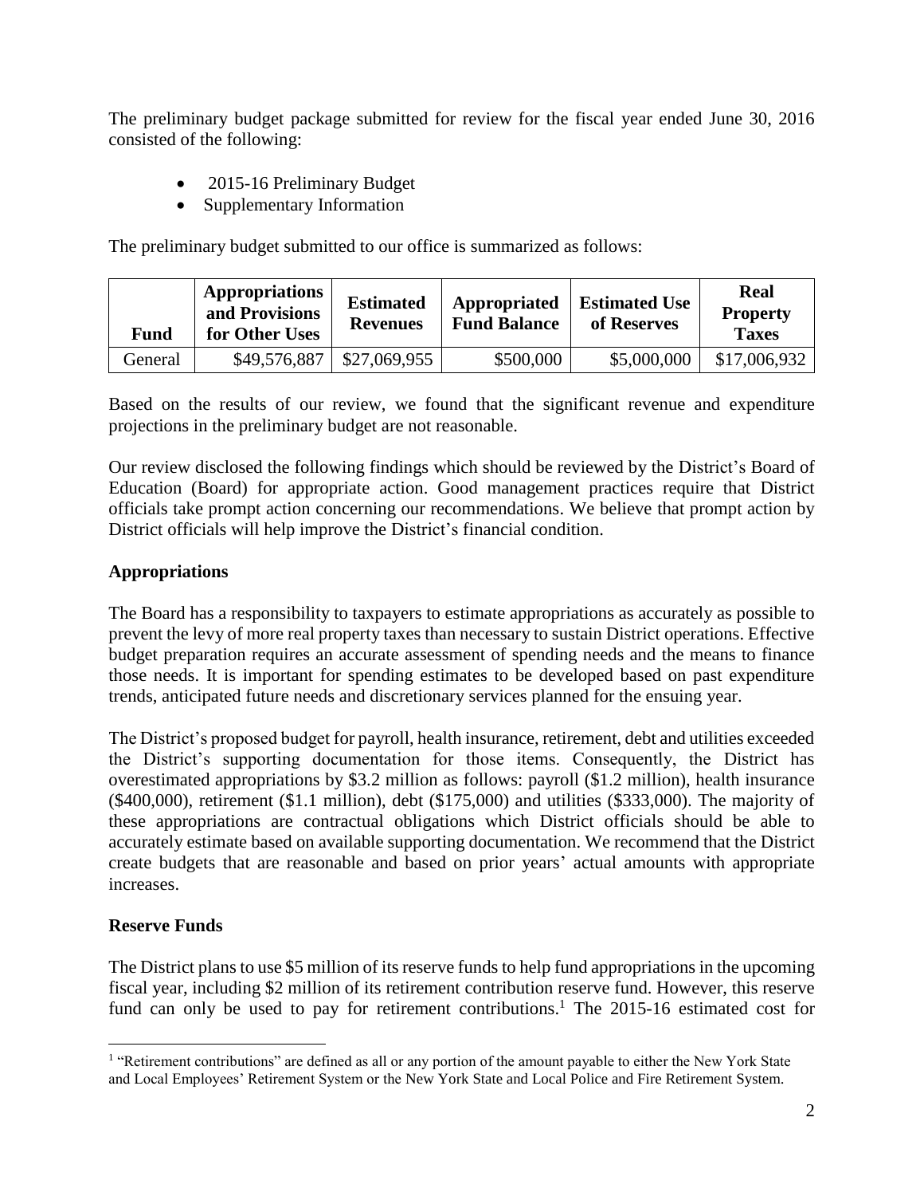The preliminary budget package submitted for review for the fiscal year ended June 30, 2016 consisted of the following:

- 2015-16 Preliminary Budget
- Supplementary Information

The preliminary budget submitted to our office is summarized as follows:

| Fund | Appropriations and Provisions for Other Uses | Estimated Revenues | Appropriated Fund Balance | Estimated Use of Reserves | Real Property Taxes |
|---|---|---|---|---|---|
| General | $49,576,887 | $27,069,955 | $500,000 | $5,000,000 | $17,006,932 |

Based on the results of our review, we found that the significant revenue and expenditure projections in the preliminary budget are not reasonable.

Our review disclosed the following findings which should be reviewed by the District's Board of Education (Board) for appropriate action. Good management practices require that District officials take prompt action concerning our recommendations. We believe that prompt action by District officials will help improve the District's financial condition.

## Appropriations

The Board has a responsibility to taxpayers to estimate appropriations as accurately as possible to prevent the levy of more real property taxes than necessary to sustain District operations. Effective budget preparation requires an accurate assessment of spending needs and the means to finance those needs. It is important for spending estimates to be developed based on past expenditure trends, anticipated future needs and discretionary services planned for the ensuing year.

The District's proposed budget for payroll, health insurance, retirement, debt and utilities exceeded the District's supporting documentation for those items. Consequently, the District has overestimated appropriations by $3.2 million as follows: payroll ($1.2 million), health insurance ($400,000), retirement ($1.1 million), debt ($175,000) and utilities ($333,000). The majority of these appropriations are contractual obligations which District officials should be able to accurately estimate based on available supporting documentation. We recommend that the District create budgets that are reasonable and based on prior years' actual amounts with appropriate increases.

## Reserve Funds

The District plans to use $5 million of its reserve funds to help fund appropriations in the upcoming fiscal year, including $2 million of its retirement contribution reserve fund. However, this reserve fund can only be used to pay for retirement contributions.[1] The 2015-16 estimated cost for

[1] "Retirement contributions" are defined as all or any portion of the amount payable to either the New York State and Local Employees' Retirement System or the New York State and Local Police and Fire Retirement System.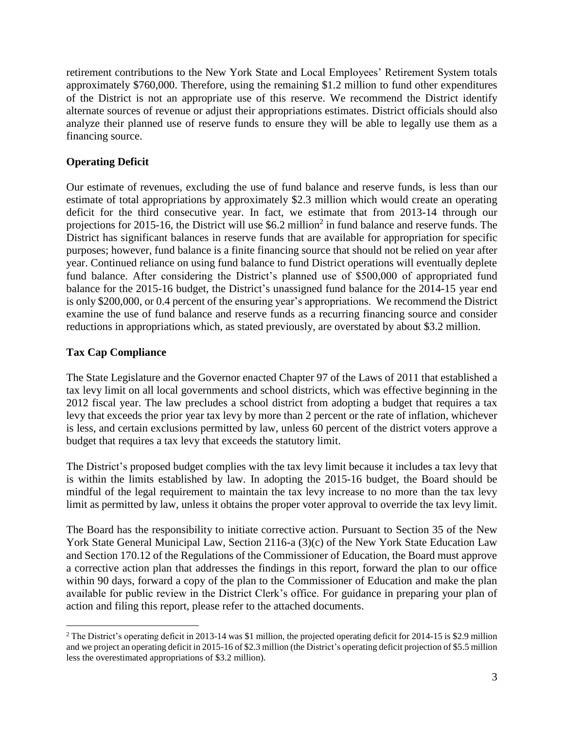retirement contributions to the New York State and Local Employees' Retirement System totals approximately $760,000. Therefore, using the remaining $1.2 million to fund other expenditures of the District is not an appropriate use of this reserve. We recommend the District identify alternate sources of revenue or adjust their appropriations estimates. District officials should also analyze their planned use of reserve funds to ensure they will be able to legally use them as a financing source.

**Operating Deficit**

Our estimate of revenues, excluding the use of fund balance and reserve funds, is less than our estimate of total appropriations by approximately $2.3 million which would create an operating deficit for the third consecutive year. In fact, we estimate that from 2013-14 through our projections for 2015-16, the District will use $6.2 million[2] in fund balance and reserve funds. The District has significant balances in reserve funds that are available for appropriation for specific purposes; however, fund balance is a finite financing source that should not be relied on year after year. Continued reliance on using fund balance to fund District operations will eventually deplete fund balance. After considering the District's planned use of $500,000 of appropriated fund balance for the 2015-16 budget, the District's unassigned fund balance for the 2014-15 year end is only $200,000, or 0.4 percent of the ensuing year's appropriations. We recommend the District examine the use of fund balance and reserve funds as a recurring financing source and consider reductions in appropriations which, as stated previously, are overstated by about $3.2 million.

**Tax Cap Compliance**

The State Legislature and the Governor enacted Chapter 97 of the Laws of 2011 that established a tax levy limit on all local governments and school districts, which was effective beginning in the 2012 fiscal year. The law precludes a school district from adopting a budget that requires a tax levy that exceeds the prior year tax levy by more than 2 percent or the rate of inflation, whichever is less, and certain exclusions permitted by law, unless 60 percent of the district voters approve a budget that requires a tax levy that exceeds the statutory limit.

The District's proposed budget complies with the tax levy limit because it includes a tax levy that is within the limits established by law. In adopting the 2015-16 budget, the Board should be mindful of the legal requirement to maintain the tax levy increase to no more than the tax levy limit as permitted by law, unless it obtains the proper voter approval to override the tax levy limit.

The Board has the responsibility to initiate corrective action. Pursuant to Section 35 of the New York State General Municipal Law, Section 2116-a (3)(c) of the New York State Education Law and Section 170.12 of the Regulations of the Commissioner of Education, the Board must approve a corrective action plan that addresses the findings in this report, forward the plan to our office within 90 days, forward a copy of the plan to the Commissioner of Education and make the plan available for public review in the District Clerk's office. For guidance in preparing your plan of action and filing this report, please refer to the attached documents.

---

[2] The District's operating deficit in 2013-14 was $1 million, the projected operating deficit for 2014-15 is $2.9 million and we project an operating deficit in 2015-16 of $2.3 million (the District's operating deficit projection of $5.5 million less the overestimated appropriations of $3.2 million).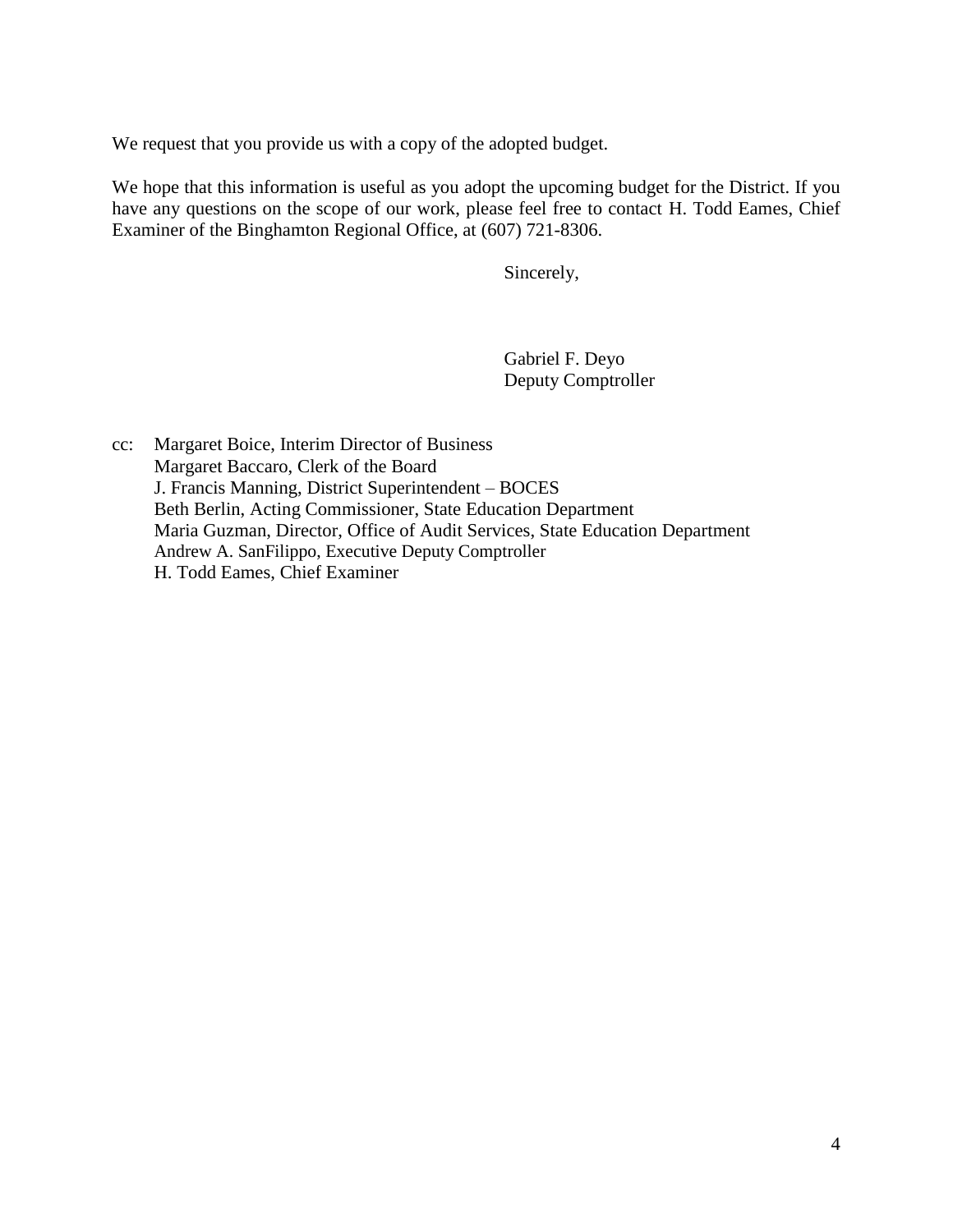We request that you provide us with a copy of the adopted budget.

We hope that this information is useful as you adopt the upcoming budget for the District. If you have any questions on the scope of our work, please feel free to contact H. Todd Eames, Chief Examiner of the Binghamton Regional Office, at (607) 721-8306.

Sincerely,

Gabriel F. Deyo
Deputy Comptroller

cc: Margaret Boice, Interim Director of Business
Margaret Baccaro, Clerk of the Board
J. Francis Manning, District Superintendent – BOCES
Beth Berlin, Acting Commissioner, State Education Department
Maria Guzman, Director, Office of Audit Services, State Education Department
Andrew A. SanFilippo, Executive Deputy Comptroller
H. Todd Eames, Chief Examiner